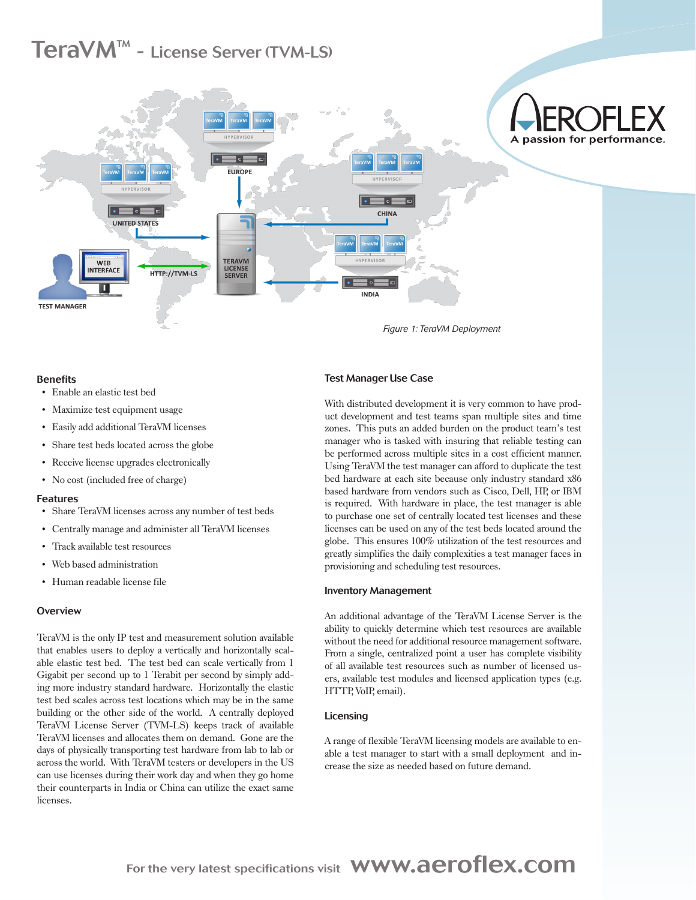# TeraVM™ - License Server (TVM-LS)

*Figure 1: TeraVM Deployment*

## Benefits

- Enable an elastic test bed
- Maximize test equipment usage
- Easily add additional TeraVM licenses
- Share test beds located across the globe
- Receive license upgrades electronically
- No cost (included free of charge)

## Features

- Share TeraVM licenses across any number of test beds
- Centrally manage and administer all TeraVM licenses
- Track available test resources
- Web based administration
- Human readable license file

## Overview

TeraVM is the only IP test and measurement solution available that enables users to deploy a vertically and horizontally scalable elastic test bed. The test bed can scale vertically from 1 Gigabit per second up to 1 Terabit per second by simply adding more industry standard hardware. Horizontally the elastic test bed scales across test locations which may be in the same building or the other side of the world. A centrally deployed TeraVM License Server (TVM-LS) keeps track of available TeraVM licenses and allocates them on demand. Gone are the days of physically transporting test hardware from lab to lab or across the world. With TeraVM testers or developers in the US can use licenses during their work day and when they go home their counterparts in India or China can utilize the exact same licenses.

## Test Manager Use Case

With distributed development it is very common to have product development and test teams span multiple sites and time zones. This puts an added burden on the product team's test manager who is tasked with insuring that reliable testing can be performed across multiple sites in a cost efficient manner. Using TeraVM the test manager can afford to duplicate the test bed hardware at each site because only industry standard x86 based hardware from vendors such as Cisco, Dell, HP, or IBM is required. With hardware in place, the test manager is able to purchase one set of centrally located test licenses and these licenses can be used on any of the test beds located around the globe. This ensures 100% utilization of the test resources and greatly simplifies the daily complexities a test manager faces in provisioning and scheduling test resources.

## Inventory Management

An additional advantage of the TeraVM License Server is the ability to quickly determine which test resources are available without the need for additional resource management software. From a single, centralized point a user has complete visibility of all available test resources such as number of licensed users, available test modules and licensed application types (e.g. HTTP, VoIP, email).

## Licensing

A range of flexible TeraVM licensing models are available to enable a test manager to start with a small deployment and increase the size as needed based on future demand.

For the very latest specifications visit **www.aeroflex.com**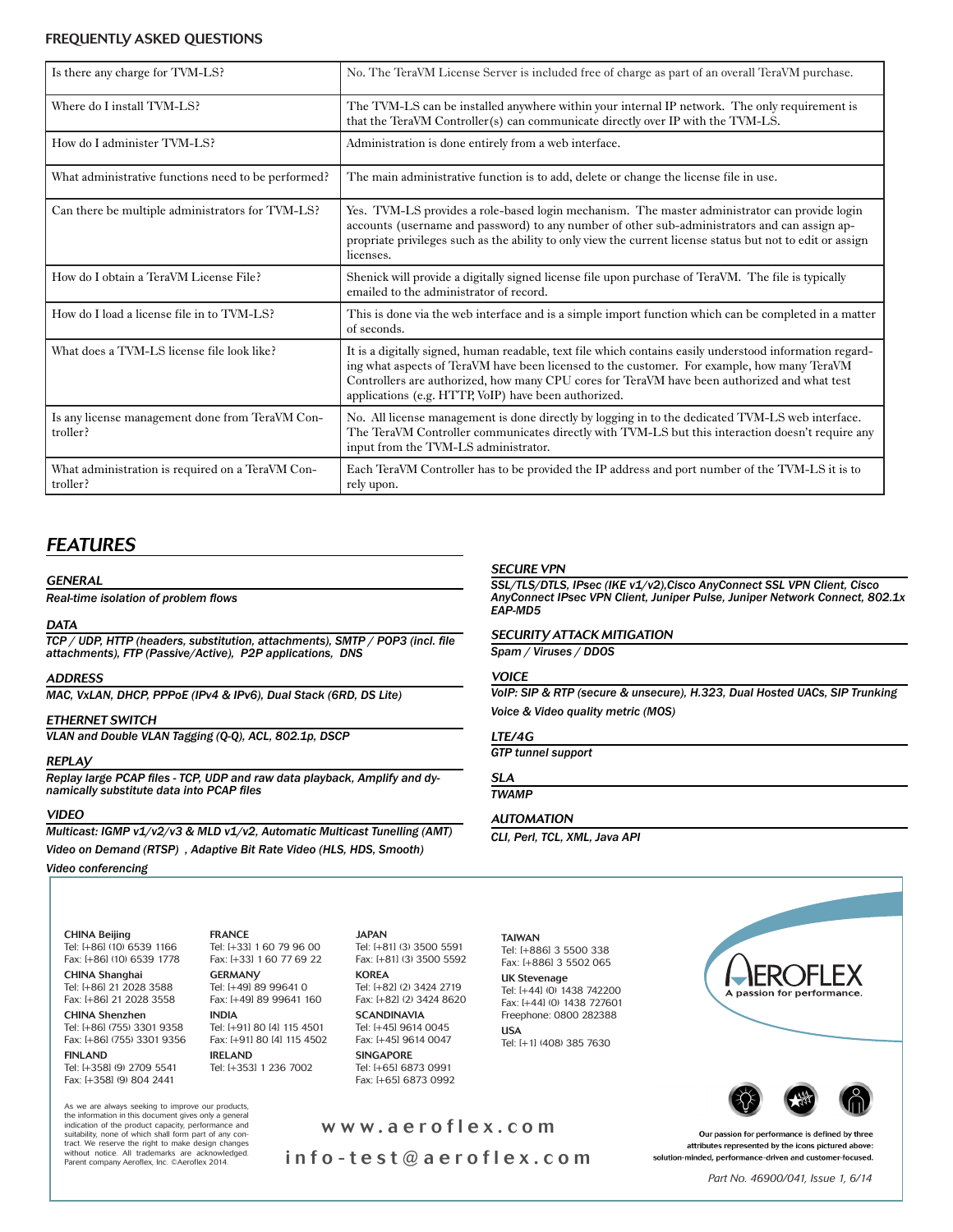## FREQUENTLY ASKED QUESTIONS

| | |
|---|---|
| Is there any charge for TVM-LS? | No. The TeraVM License Server is included free of charge as part of an overall TeraVM purchase. |
| Where do I install TVM-LS? | The TVM-LS can be installed anywhere within your internal IP network. The only requirement is that the TeraVM Controller(s) can communicate directly over IP with the TVM-LS. |
| How do I administer TVM-LS? | Administration is done entirely from a web interface. |
| What administrative functions need to be performed? | The main administrative function is to add, delete or change the license file in use. |
| Can there be multiple administrators for TVM-LS? | Yes. TVM-LS provides a role-based login mechanism. The master administrator can provide login accounts (username and password) to any number of other sub-administrators and can assign appropriate privileges such as the ability to only view the current license status but not to edit or assign licenses. |
| How do I obtain a TeraVM License File? | Shenick will provide a digitally signed license file upon purchase of TeraVM. The file is typically emailed to the administrator of record. |
| How do I load a license file in to TVM-LS? | This is done via the web interface and is a simple import function which can be completed in a matter of seconds. |
| What does a TVM-LS license file look like? | It is a digitally signed, human readable, text file which contains easily understood information regarding what aspects of TeraVM have been licensed to the customer. For example, how many TeraVM Controllers are authorized, how many CPU cores for TeraVM have been authorized and what test applications (e.g. HTTP, VoIP) have been authorized. |
| Is any license management done from TeraVM Controller? | No. All license management is done directly by logging in to the dedicated TVM-LS web interface. The TeraVM Controller communicates directly with TVM-LS but this interaction doesn't require any input from the TVM-LS administrator. |
| What administration is required on a TeraVM Controller? | Each TeraVM Controller has to be provided the IP address and port number of the TVM-LS it is to rely upon. |

## FEATURES

### GENERAL
*Real-time isolation of problem flows*

### DATA
*TCP / UDP, HTTP (headers, substitution, attachments), SMTP / POP3 (incl. file attachments), FTP (Passive/Active), P2P applications, DNS*

### ADDRESS
*MAC, VxLAN, DHCP, PPPoE (IPv4 & IPv6), Dual Stack (6RD, DS Lite)*

### ETHERNET SWITCH
*VLAN and Double VLAN Tagging (Q-Q), ACL, 802.1p, DSCP*

### REPLAY
*Replay large PCAP files - TCP, UDP and raw data playback, Amplify and dynamically substitute data into PCAP files*

### VIDEO
*Multicast: IGMP v1/v2/v3 & MLD v1/v2, Automatic Multicast Tunelling (AMT)*

*Video on Demand (RTSP) , Adaptive Bit Rate Video (HLS, HDS, Smooth)*

*Video conferencing*

### SECURE VPN
*SSL/TLS/DTLS, IPsec (IKE v1/v2),Cisco AnyConnect SSL VPN Client, Cisco AnyConnect IPsec VPN Client, Juniper Pulse, Juniper Network Connect, 802.1x EAP-MD5*

### SECURITY ATTACK MITIGATION
*Spam / Viruses / DDOS*

### VOICE
*VoIP: SIP & RTP (secure & unsecure), H.323, Dual Hosted UACs, SIP Trunking*

*Voice & Video quality metric (MOS)*

### LTE/4G
*GTP tunnel support*

### SLA
*TWAMP*

### AUTOMATION
*CLI, Perl, TCL, XML, Java API*

**CHINA Beijing**
Tel: [+86] (10) 6539 1166
Fax: [+86] (10) 6539 1778

**CHINA Shanghai**
Tel: [+86] 21 2028 3588
Fax: [+86] 21 2028 3558

**CHINA Shenzhen**
Tel: [+86] (755) 3301 9358
Fax: [+86] (755) 3301 9356

**FINLAND**
Tel: [+358] (9) 2709 5541
Fax: [+358] (9) 804 2441

**FRANCE**
Tel: [+33] 1 60 79 96 00
Fax: [+33] 1 60 77 69 22

**GERMANY**
Tel: [+49] 89 99641 0
Fax: [+49] 89 99641 160

**INDIA**
Tel: [+91] 80 [4] 115 4501
Fax: [+91] 80 [4] 115 4502

**IRELAND**
Tel: [+353] 1 236 7002

**JAPAN**
Tel: [+81] (3) 3500 5591
Fax: [+81] (3) 3500 5592

**KOREA**
Tel: [+82] (2) 3424 2719
Fax: [+82] (2) 3424 8620

**SCANDINAVIA**
Tel: [+45] 9614 0045
Fax: [+45] 9614 0047

**SINGAPORE**
Tel: [+65] 6873 0991
Fax: [+65] 6873 0992

**TAIWAN**
Tel: [+886] 3 5500 338
Fax: [+886] 3 5502 065

**UK Stevenage**
Tel: [+44] (0) 1438 742200
Fax: [+44] (0) 1438 727601
Freephone: 0800 282388

**USA**
Tel: [+1] (408) 385 7630

AEROFLEX
A passion for performance.

As we are always seeking to improve our products, the information in this document gives only a general indication of the product capacity, performance and suitability, none of which shall form part of any contract. We reserve the right to make design changes without notice. All trademarks are acknowledged. Parent company Aeroflex, Inc. ©Aeroflex 2014.

www.aeroflex.com

info-test@aeroflex.com

Our passion for performance is defined by three attributes represented by the icons pictured above: solution-minded, performance-driven and customer-focused.

*Part No. 46900/041, Issue 1, 6/14*